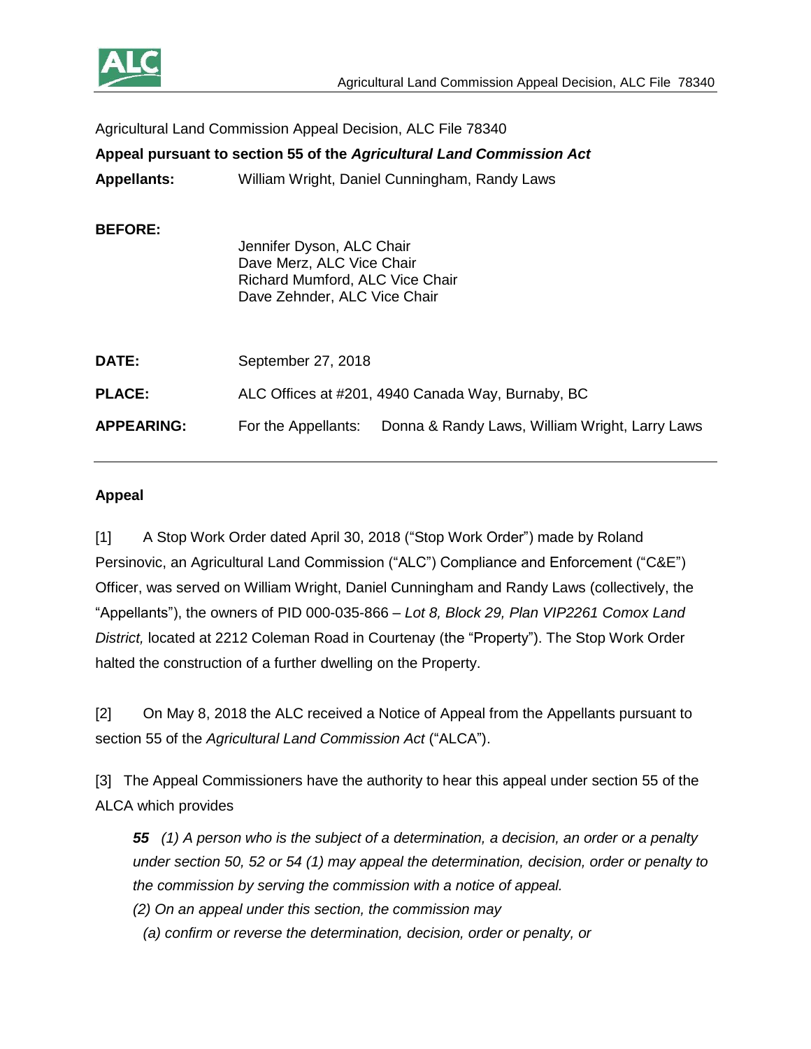Agricultural Land Commission Appeal Decision, ALC File 78340

**Appeal pursuant to section 55 of the *Agricultural Land Commission Act***

| | | |
|---|---|---|
| **Appellants:** | William Wright, Daniel Cunningham, Randy Laws | |
| **BEFORE:** | Jennifer Dyson, ALC Chair<br>Dave Merz, ALC Vice Chair<br>Richard Mumford, ALC Vice Chair<br>Dave Zehnder, ALC Vice Chair | |
| **DATE:** | September 27, 2018 | |
| **PLACE:** | ALC Offices at #201, 4940 Canada Way, Burnaby, BC | |
| **APPEARING:** | For the Appellants: | Donna & Randy Laws, William Wright, Larry Laws |

## Appeal

[1] A Stop Work Order dated April 30, 2018 ("Stop Work Order") made by Roland Persinovic, an Agricultural Land Commission ("ALC") Compliance and Enforcement ("C&E") Officer, was served on William Wright, Daniel Cunningham and Randy Laws (collectively, the "Appellants"), the owners of PID 000-035-866 – *Lot 8, Block 29, Plan VIP2261 Comox Land District,* located at 2212 Coleman Road in Courtenay (the "Property"). The Stop Work Order halted the construction of a further dwelling on the Property.

[2] On May 8, 2018 the ALC received a Notice of Appeal from the Appellants pursuant to section 55 of the *Agricultural Land Commission Act* ("ALCA").

[3] The Appeal Commissioners have the authority to hear this appeal under section 55 of the ALCA which provides

> ***55*** *(1) A person who is the subject of a determination, a decision, an order or a penalty under section 50, 52 or 54 (1) may appeal the determination, decision, order or penalty to the commission by serving the commission with a notice of appeal.*
>
> *(2) On an appeal under this section, the commission may*
>
> *(a) confirm or reverse the determination, decision, order or penalty, or*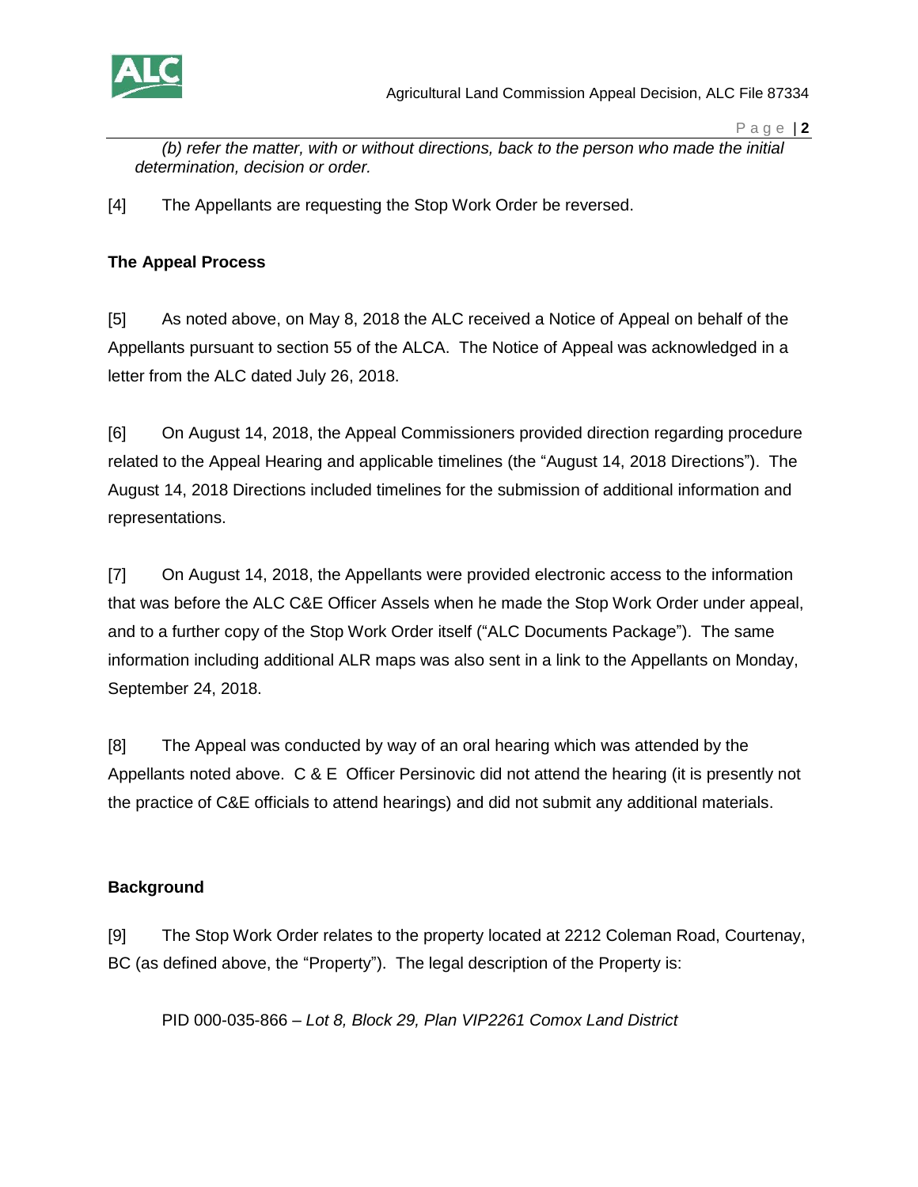*(b) refer the matter, with or without directions, back to the person who made the initial determination, decision or order.*

[4] The Appellants are requesting the Stop Work Order be reversed.

**The Appeal Process**

[5] As noted above, on May 8, 2018 the ALC received a Notice of Appeal on behalf of the Appellants pursuant to section 55 of the ALCA. The Notice of Appeal was acknowledged in a letter from the ALC dated July 26, 2018.

[6] On August 14, 2018, the Appeal Commissioners provided direction regarding procedure related to the Appeal Hearing and applicable timelines (the "August 14, 2018 Directions"). The August 14, 2018 Directions included timelines for the submission of additional information and representations.

[7] On August 14, 2018, the Appellants were provided electronic access to the information that was before the ALC C&E Officer Assels when he made the Stop Work Order under appeal, and to a further copy of the Stop Work Order itself ("ALC Documents Package"). The same information including additional ALR maps was also sent in a link to the Appellants on Monday, September 24, 2018.

[8] The Appeal was conducted by way of an oral hearing which was attended by the Appellants noted above. C & E Officer Persinovic did not attend the hearing (it is presently not the practice of C&E officials to attend hearings) and did not submit any additional materials.

**Background**

[9] The Stop Work Order relates to the property located at 2212 Coleman Road, Courtenay, BC (as defined above, the "Property"). The legal description of the Property is:

PID 000-035-866 – *Lot 8, Block 29, Plan VIP2261 Comox Land District*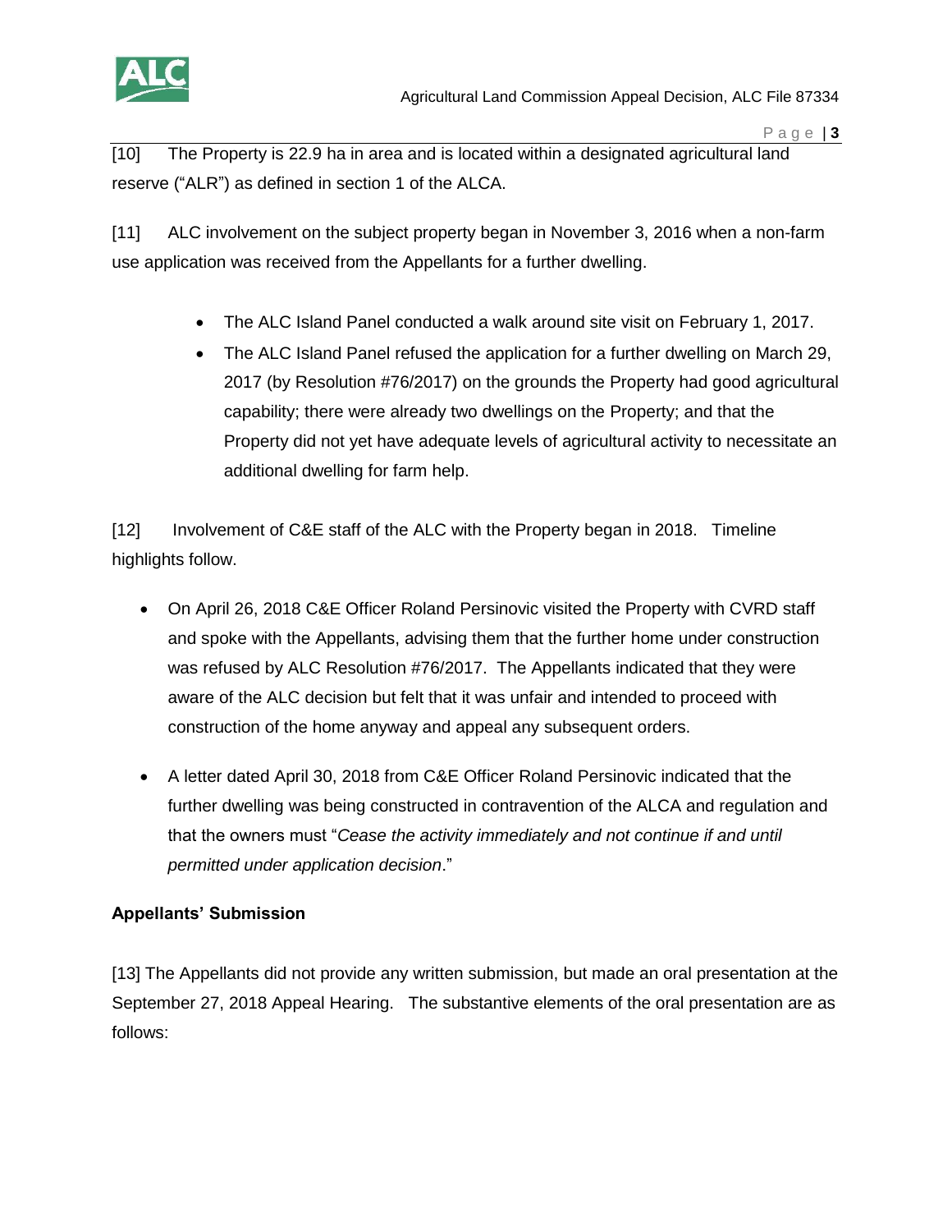[10] The Property is 22.9 ha in area and is located within a designated agricultural land reserve ("ALR") as defined in section 1 of the ALCA.

[11] ALC involvement on the subject property began in November 3, 2016 when a non-farm use application was received from the Appellants for a further dwelling.

- The ALC Island Panel conducted a walk around site visit on February 1, 2017.
- The ALC Island Panel refused the application for a further dwelling on March 29, 2017 (by Resolution #76/2017) on the grounds the Property had good agricultural capability; there were already two dwellings on the Property; and that the Property did not yet have adequate levels of agricultural activity to necessitate an additional dwelling for farm help.

[12] Involvement of C&E staff of the ALC with the Property began in 2018. Timeline highlights follow.

- On April 26, 2018 C&E Officer Roland Persinovic visited the Property with CVRD staff and spoke with the Appellants, advising them that the further home under construction was refused by ALC Resolution #76/2017. The Appellants indicated that they were aware of the ALC decision but felt that it was unfair and intended to proceed with construction of the home anyway and appeal any subsequent orders.

- A letter dated April 30, 2018 from C&E Officer Roland Persinovic indicated that the further dwelling was being constructed in contravention of the ALCA and regulation and that the owners must "*Cease the activity immediately and not continue if and until permitted under application decision*."

**Appellants' Submission**

[13] The Appellants did not provide any written submission, but made an oral presentation at the September 27, 2018 Appeal Hearing. The substantive elements of the oral presentation are as follows: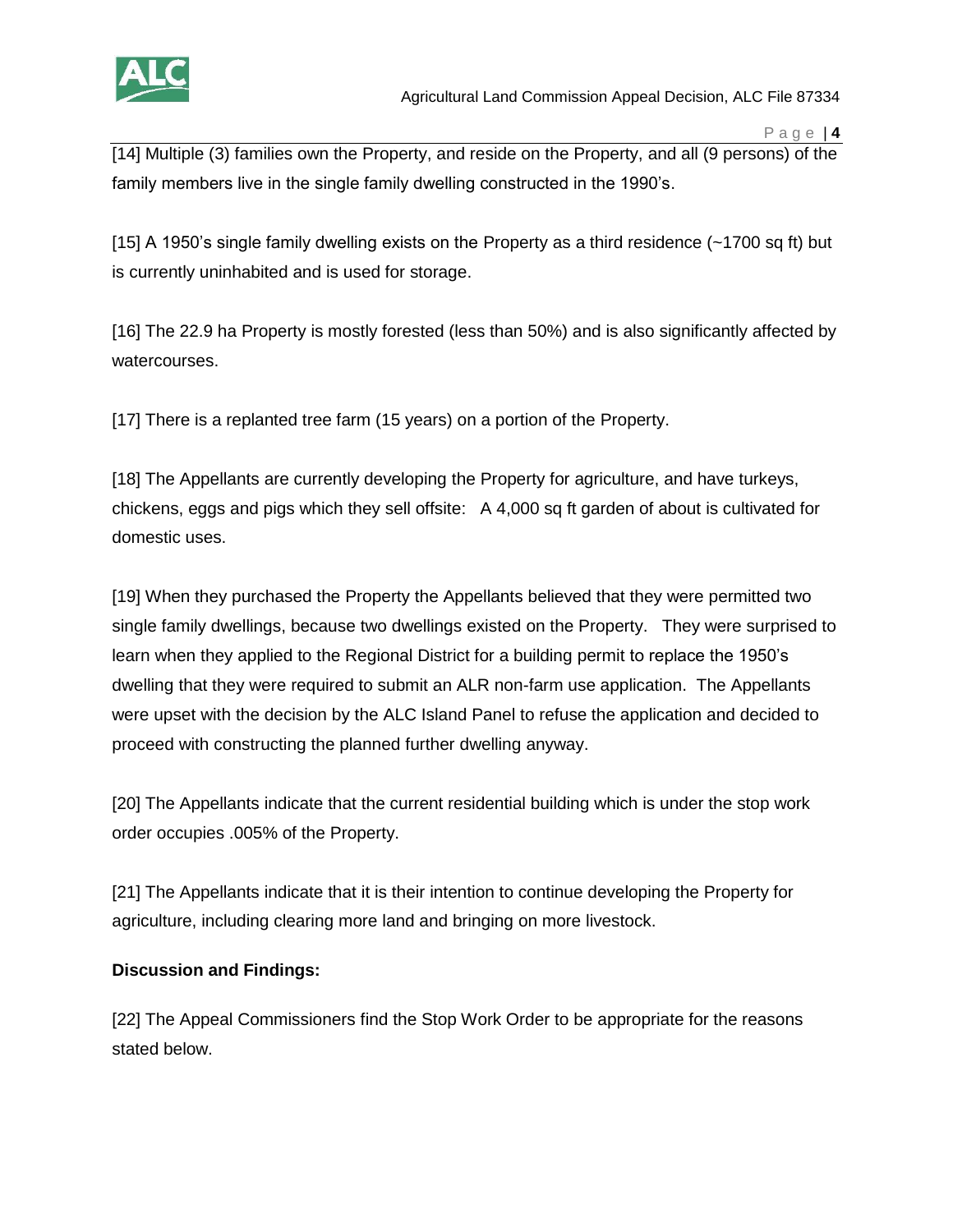[14] Multiple (3) families own the Property, and reside on the Property, and all (9 persons) of the family members live in the single family dwelling constructed in the 1990's.

[15] A 1950's single family dwelling exists on the Property as a third residence (~1700 sq ft) but is currently uninhabited and is used for storage.

[16] The 22.9 ha Property is mostly forested (less than 50%) and is also significantly affected by watercourses.

[17] There is a replanted tree farm (15 years) on a portion of the Property.

[18] The Appellants are currently developing the Property for agriculture, and have turkeys, chickens, eggs and pigs which they sell offsite: A 4,000 sq ft garden of about is cultivated for domestic uses.

[19] When they purchased the Property the Appellants believed that they were permitted two single family dwellings, because two dwellings existed on the Property. They were surprised to learn when they applied to the Regional District for a building permit to replace the 1950's dwelling that they were required to submit an ALR non-farm use application. The Appellants were upset with the decision by the ALC Island Panel to refuse the application and decided to proceed with constructing the planned further dwelling anyway.

[20] The Appellants indicate that the current residential building which is under the stop work order occupies .005% of the Property.

[21] The Appellants indicate that it is their intention to continue developing the Property for agriculture, including clearing more land and bringing on more livestock.

**Discussion and Findings:**

[22] The Appeal Commissioners find the Stop Work Order to be appropriate for the reasons stated below.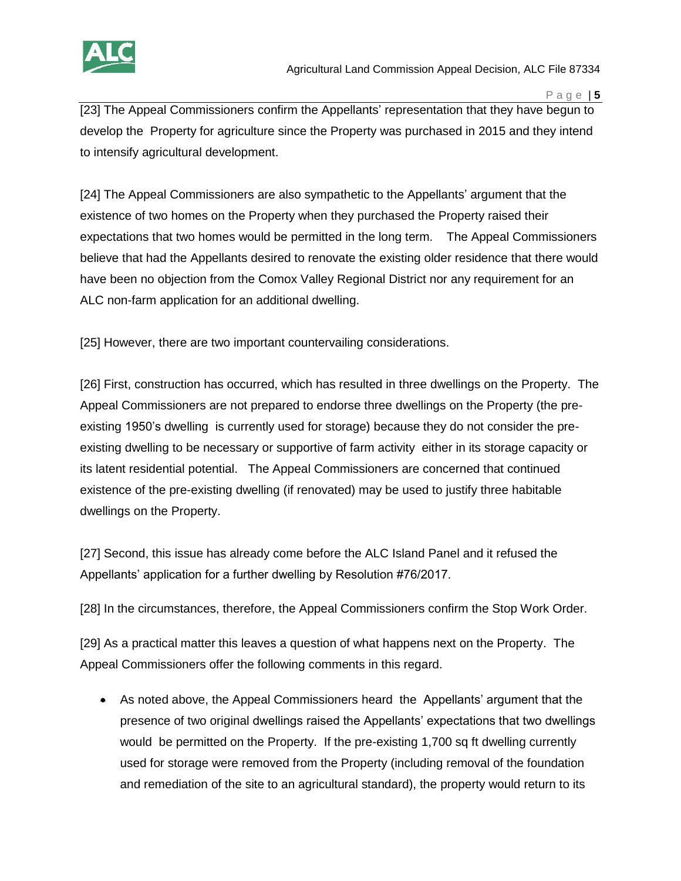[23] The Appeal Commissioners confirm the Appellants' representation that they have begun to develop the Property for agriculture since the Property was purchased in 2015 and they intend to intensify agricultural development.

[24] The Appeal Commissioners are also sympathetic to the Appellants' argument that the existence of two homes on the Property when they purchased the Property raised their expectations that two homes would be permitted in the long term. The Appeal Commissioners believe that had the Appellants desired to renovate the existing older residence that there would have been no objection from the Comox Valley Regional District nor any requirement for an ALC non-farm application for an additional dwelling.

[25] However, there are two important countervailing considerations.

[26] First, construction has occurred, which has resulted in three dwellings on the Property. The Appeal Commissioners are not prepared to endorse three dwellings on the Property (the pre-existing 1950's dwelling is currently used for storage) because they do not consider the pre-existing dwelling to be necessary or supportive of farm activity either in its storage capacity or its latent residential potential. The Appeal Commissioners are concerned that continued existence of the pre-existing dwelling (if renovated) may be used to justify three habitable dwellings on the Property.

[27] Second, this issue has already come before the ALC Island Panel and it refused the Appellants' application for a further dwelling by Resolution #76/2017.

[28] In the circumstances, therefore, the Appeal Commissioners confirm the Stop Work Order.

[29] As a practical matter this leaves a question of what happens next on the Property. The Appeal Commissioners offer the following comments in this regard.

- As noted above, the Appeal Commissioners heard the Appellants' argument that the presence of two original dwellings raised the Appellants' expectations that two dwellings would be permitted on the Property. If the pre-existing 1,700 sq ft dwelling currently used for storage were removed from the Property (including removal of the foundation and remediation of the site to an agricultural standard), the property would return to its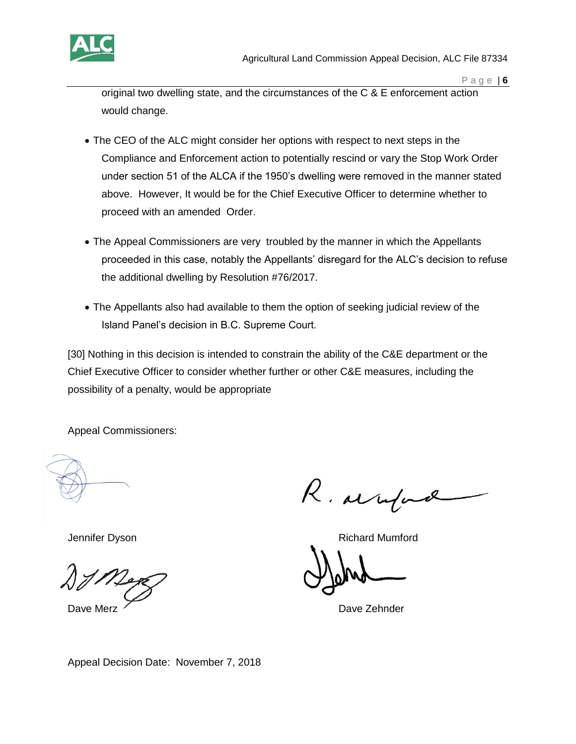original two dwelling state, and the circumstances of the C & E enforcement action would change.

- The CEO of the ALC might consider her options with respect to next steps in the Compliance and Enforcement action to potentially rescind or vary the Stop Work Order under section 51 of the ALCA if the 1950's dwelling were removed in the manner stated above. However, It would be for the Chief Executive Officer to determine whether to proceed with an amended Order.

- The Appeal Commissioners are very troubled by the manner in which the Appellants proceeded in this case, notably the Appellants' disregard for the ALC's decision to refuse the additional dwelling by Resolution #76/2017.

- The Appellants also had available to them the option of seeking judicial review of the Island Panel's decision in B.C. Supreme Court.

[30] Nothing in this decision is intended to constrain the ability of the C&E department or the Chief Executive Officer to consider whether further or other C&E measures, including the possibility of a penalty, would be appropriate

Appeal Commissioners:

Jennifer Dyson

Richard Mumford

Dave Merz

Dave Zehnder

Appeal Decision Date: November 7, 2018